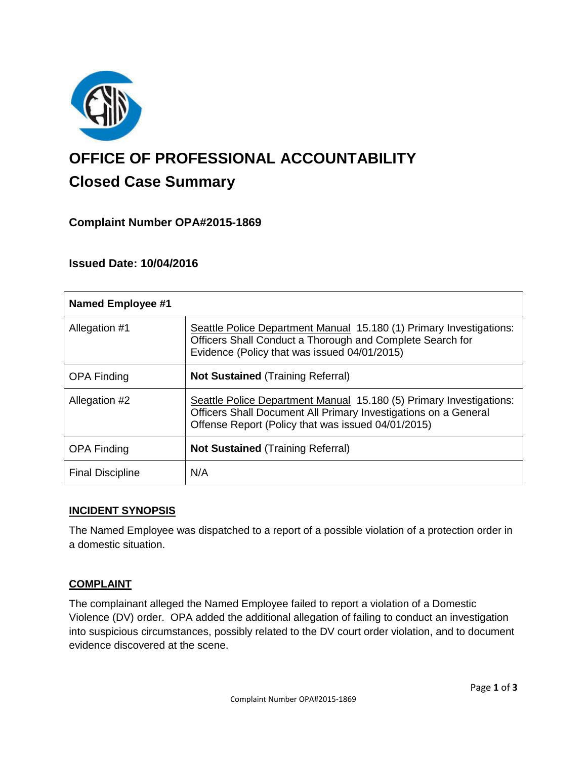# OFFICE OF PROFESSIONAL ACCOUNTABILITY

## Closed Case Summary

### Complaint Number OPA#2015-1869

### Issued Date: 10/04/2016

| Named Employee #1 | |
|---|---|
| Allegation #1 | Seattle Police Department Manual 15.180 (1) Primary Investigations: Officers Shall Conduct a Thorough and Complete Search for Evidence (Policy that was issued 04/01/2015) |
| OPA Finding | **Not Sustained** (Training Referral) |
| Allegation #2 | Seattle Police Department Manual 15.180 (5) Primary Investigations: Officers Shall Document All Primary Investigations on a General Offense Report (Policy that was issued 04/01/2015) |
| OPA Finding | **Not Sustained** (Training Referral) |
| Final Discipline | N/A |

**INCIDENT SYNOPSIS**

The Named Employee was dispatched to a report of a possible violation of a protection order in a domestic situation.

**COMPLAINT**

The complainant alleged the Named Employee failed to report a violation of a Domestic Violence (DV) order. OPA added the additional allegation of failing to conduct an investigation into suspicious circumstances, possibly related to the DV court order violation, and to document evidence discovered at the scene.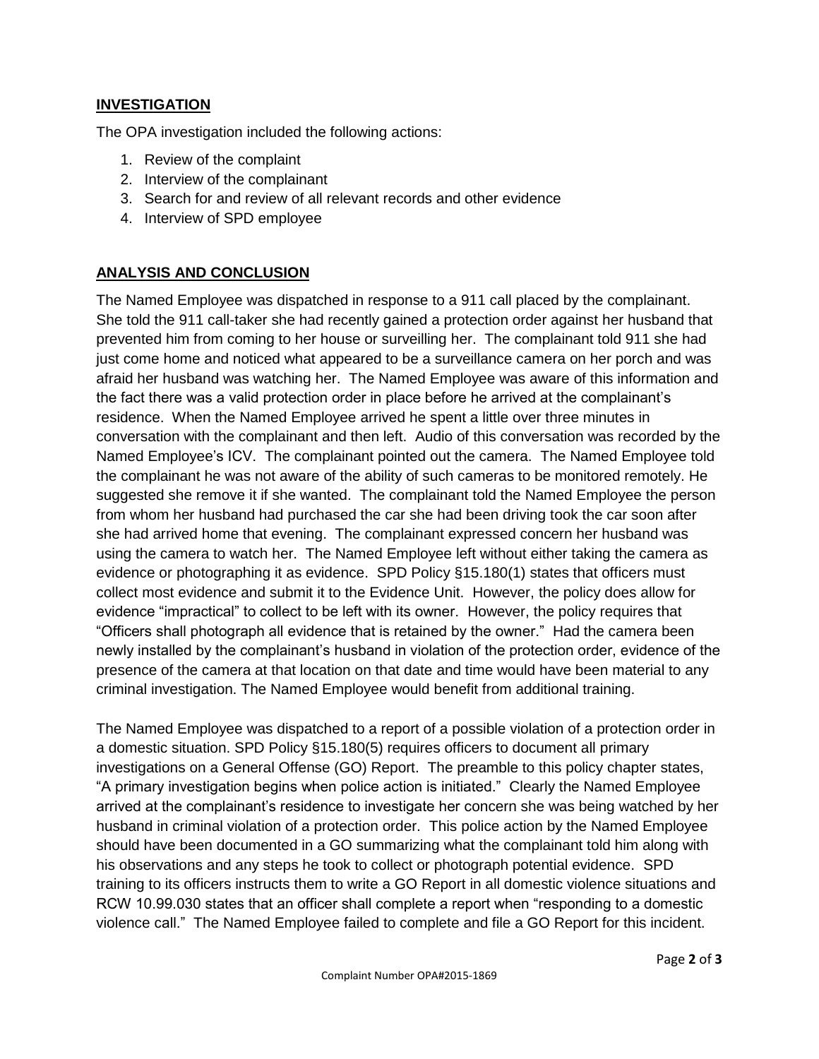## INVESTIGATION

The OPA investigation included the following actions:

1. Review of the complaint
2. Interview of the complainant
3. Search for and review of all relevant records and other evidence
4. Interview of SPD employee

## ANALYSIS AND CONCLUSION

The Named Employee was dispatched in response to a 911 call placed by the complainant. She told the 911 call-taker she had recently gained a protection order against her husband that prevented him from coming to her house or surveilling her. The complainant told 911 she had just come home and noticed what appeared to be a surveillance camera on her porch and was afraid her husband was watching her. The Named Employee was aware of this information and the fact there was a valid protection order in place before he arrived at the complainant's residence. When the Named Employee arrived he spent a little over three minutes in conversation with the complainant and then left. Audio of this conversation was recorded by the Named Employee's ICV. The complainant pointed out the camera. The Named Employee told the complainant he was not aware of the ability of such cameras to be monitored remotely. He suggested she remove it if she wanted. The complainant told the Named Employee the person from whom her husband had purchased the car she had been driving took the car soon after she had arrived home that evening. The complainant expressed concern her husband was using the camera to watch her. The Named Employee left without either taking the camera as evidence or photographing it as evidence. SPD Policy §15.180(1) states that officers must collect most evidence and submit it to the Evidence Unit. However, the policy does allow for evidence "impractical" to collect to be left with its owner. However, the policy requires that "Officers shall photograph all evidence that is retained by the owner." Had the camera been newly installed by the complainant's husband in violation of the protection order, evidence of the presence of the camera at that location on that date and time would have been material to any criminal investigation. The Named Employee would benefit from additional training.

The Named Employee was dispatched to a report of a possible violation of a protection order in a domestic situation. SPD Policy §15.180(5) requires officers to document all primary investigations on a General Offense (GO) Report. The preamble to this policy chapter states, "A primary investigation begins when police action is initiated." Clearly the Named Employee arrived at the complainant's residence to investigate her concern she was being watched by her husband in criminal violation of a protection order. This police action by the Named Employee should have been documented in a GO summarizing what the complainant told him along with his observations and any steps he took to collect or photograph potential evidence. SPD training to its officers instructs them to write a GO Report in all domestic violence situations and RCW 10.99.030 states that an officer shall complete a report when "responding to a domestic violence call." The Named Employee failed to complete and file a GO Report for this incident.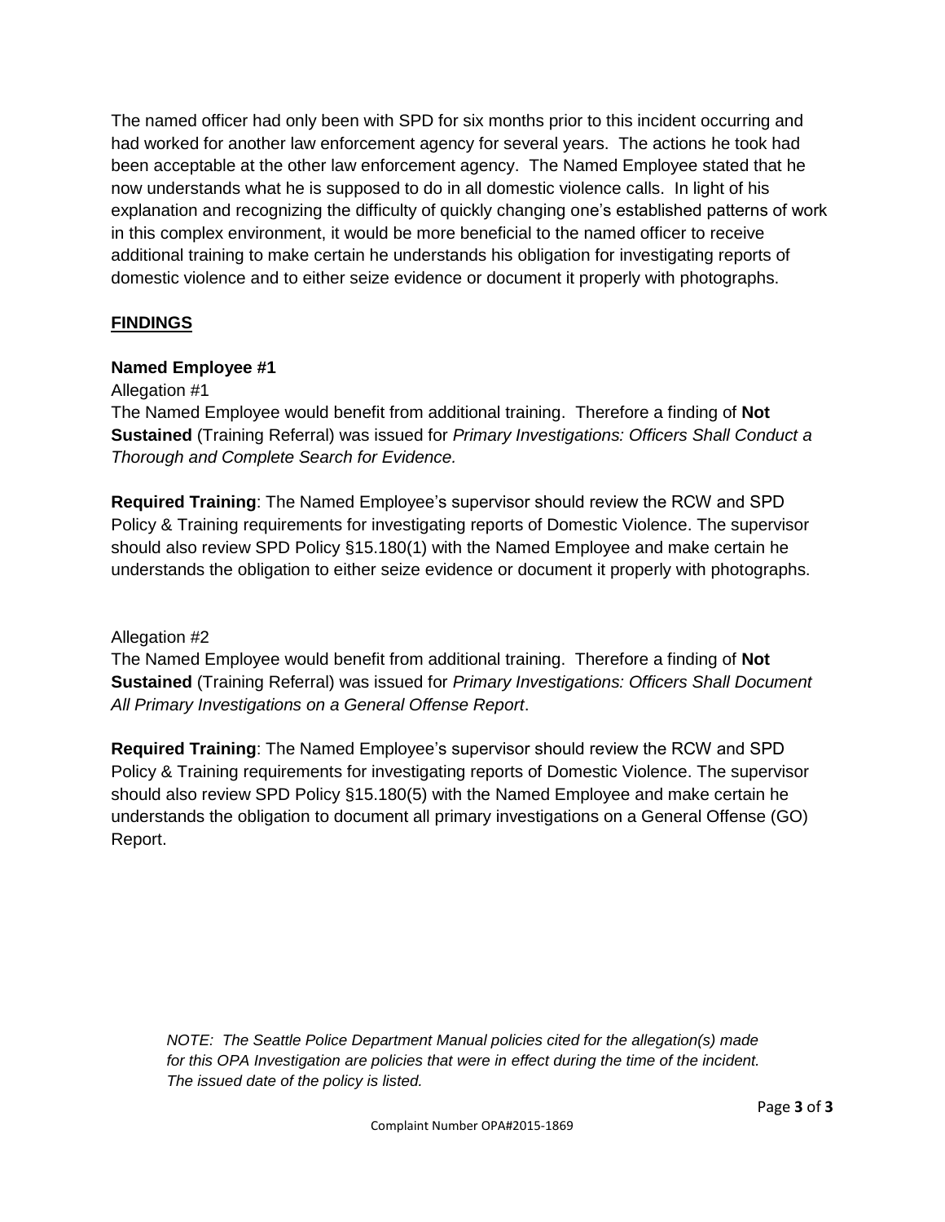The named officer had only been with SPD for six months prior to this incident occurring and had worked for another law enforcement agency for several years. The actions he took had been acceptable at the other law enforcement agency. The Named Employee stated that he now understands what he is supposed to do in all domestic violence calls. In light of his explanation and recognizing the difficulty of quickly changing one's established patterns of work in this complex environment, it would be more beneficial to the named officer to receive additional training to make certain he understands his obligation for investigating reports of domestic violence and to either seize evidence or document it properly with photographs.

## FINDINGS

**Named Employee #1**

Allegation #1

The Named Employee would benefit from additional training. Therefore a finding of **Not Sustained** (Training Referral) was issued for *Primary Investigations: Officers Shall Conduct a Thorough and Complete Search for Evidence.*

**Required Training**: The Named Employee's supervisor should review the RCW and SPD Policy & Training requirements for investigating reports of Domestic Violence. The supervisor should also review SPD Policy §15.180(1) with the Named Employee and make certain he understands the obligation to either seize evidence or document it properly with photographs.

Allegation #2

The Named Employee would benefit from additional training. Therefore a finding of **Not Sustained** (Training Referral) was issued for *Primary Investigations: Officers Shall Document All Primary Investigations on a General Offense Report*.

**Required Training**: The Named Employee's supervisor should review the RCW and SPD Policy & Training requirements for investigating reports of Domestic Violence. The supervisor should also review SPD Policy §15.180(5) with the Named Employee and make certain he understands the obligation to document all primary investigations on a General Offense (GO) Report.

*NOTE: The Seattle Police Department Manual policies cited for the allegation(s) made for this OPA Investigation are policies that were in effect during the time of the incident. The issued date of the policy is listed.*

Complaint Number OPA#2015-1869